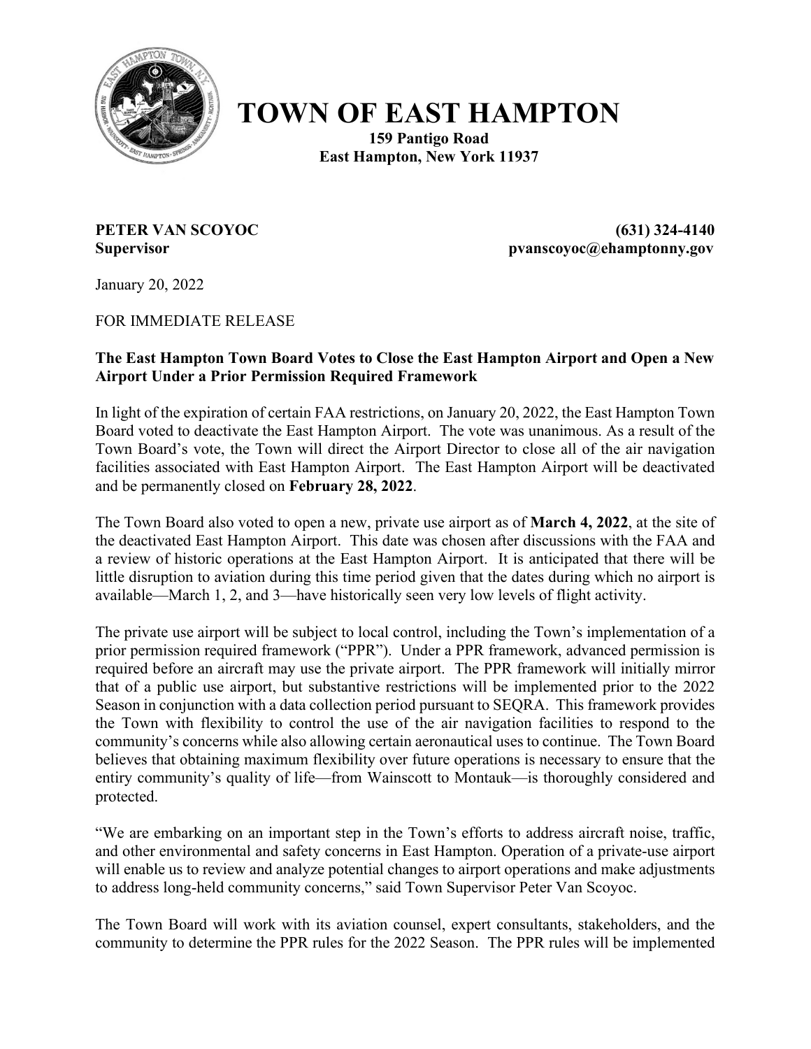# TOWN OF EAST HAMPTON

**159 Pantigo Road**
**East Hampton, New York 11937**

**PETER VAN SCOYOC** **(631) 324-4140**
**Supervisor** **pvanscoyoc@ehamptonny.gov**

January 20, 2022

FOR IMMEDIATE RELEASE

**The East Hampton Town Board Votes to Close the East Hampton Airport and Open a New Airport Under a Prior Permission Required Framework**

In light of the expiration of certain FAA restrictions, on January 20, 2022, the East Hampton Town Board voted to deactivate the East Hampton Airport. The vote was unanimous. As a result of the Town Board's vote, the Town will direct the Airport Director to close all of the air navigation facilities associated with East Hampton Airport. The East Hampton Airport will be deactivated and be permanently closed on **February 28, 2022**.

The Town Board also voted to open a new, private use airport as of **March 4, 2022**, at the site of the deactivated East Hampton Airport. This date was chosen after discussions with the FAA and a review of historic operations at the East Hampton Airport. It is anticipated that there will be little disruption to aviation during this time period given that the dates during which no airport is available—March 1, 2, and 3—have historically seen very low levels of flight activity.

The private use airport will be subject to local control, including the Town's implementation of a prior permission required framework ("PPR"). Under a PPR framework, advanced permission is required before an aircraft may use the private airport. The PPR framework will initially mirror that of a public use airport, but substantive restrictions will be implemented prior to the 2022 Season in conjunction with a data collection period pursuant to SEQRA. This framework provides the Town with flexibility to control the use of the air navigation facilities to respond to the community's concerns while also allowing certain aeronautical uses to continue. The Town Board believes that obtaining maximum flexibility over future operations is necessary to ensure that the entiry community's quality of life—from Wainscott to Montauk—is thoroughly considered and protected.

"We are embarking on an important step in the Town's efforts to address aircraft noise, traffic, and other environmental and safety concerns in East Hampton. Operation of a private-use airport will enable us to review and analyze potential changes to airport operations and make adjustments to address long-held community concerns," said Town Supervisor Peter Van Scoyoc.

The Town Board will work with its aviation counsel, expert consultants, stakeholders, and the community to determine the PPR rules for the 2022 Season. The PPR rules will be implemented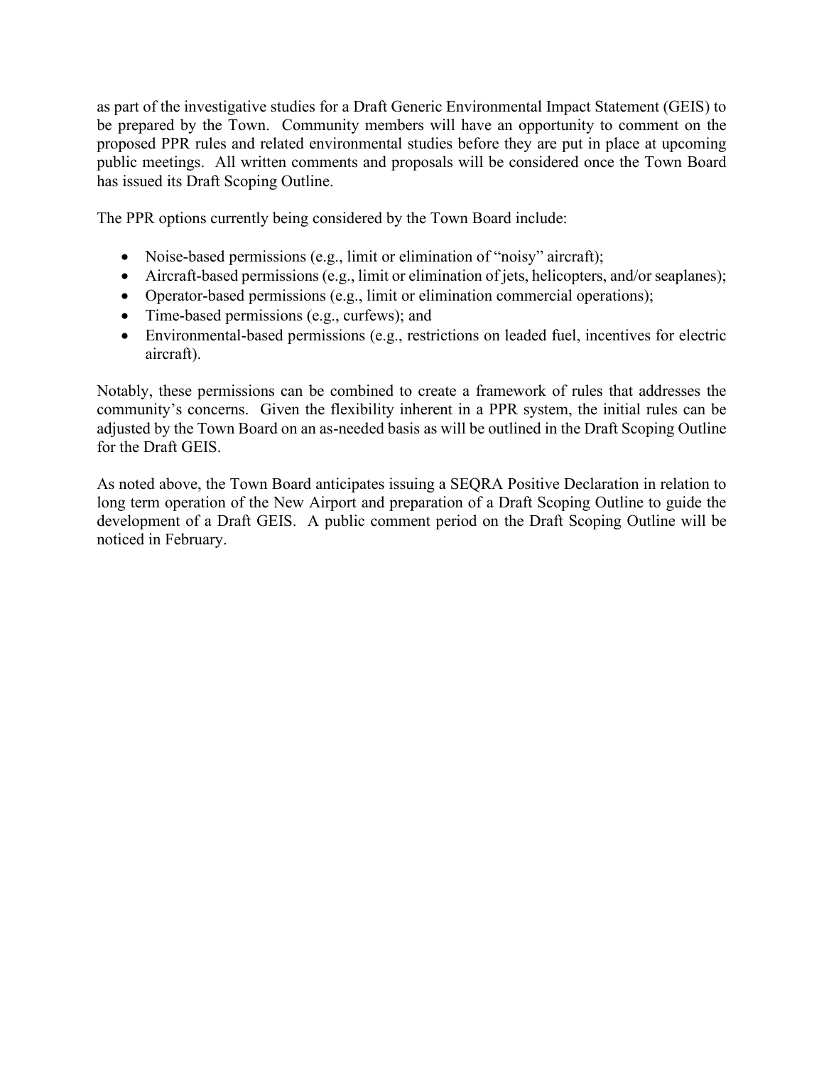as part of the investigative studies for a Draft Generic Environmental Impact Statement (GEIS) to be prepared by the Town. Community members will have an opportunity to comment on the proposed PPR rules and related environmental studies before they are put in place at upcoming public meetings. All written comments and proposals will be considered once the Town Board has issued its Draft Scoping Outline.

The PPR options currently being considered by the Town Board include:

- Noise-based permissions (e.g., limit or elimination of "noisy" aircraft);
- Aircraft-based permissions (e.g., limit or elimination of jets, helicopters, and/or seaplanes);
- Operator-based permissions (e.g., limit or elimination commercial operations);
- Time-based permissions (e.g., curfews); and
- Environmental-based permissions (e.g., restrictions on leaded fuel, incentives for electric aircraft).

Notably, these permissions can be combined to create a framework of rules that addresses the community's concerns. Given the flexibility inherent in a PPR system, the initial rules can be adjusted by the Town Board on an as-needed basis as will be outlined in the Draft Scoping Outline for the Draft GEIS.

As noted above, the Town Board anticipates issuing a SEQRA Positive Declaration in relation to long term operation of the New Airport and preparation of a Draft Scoping Outline to guide the development of a Draft GEIS. A public comment period on the Draft Scoping Outline will be noticed in February.